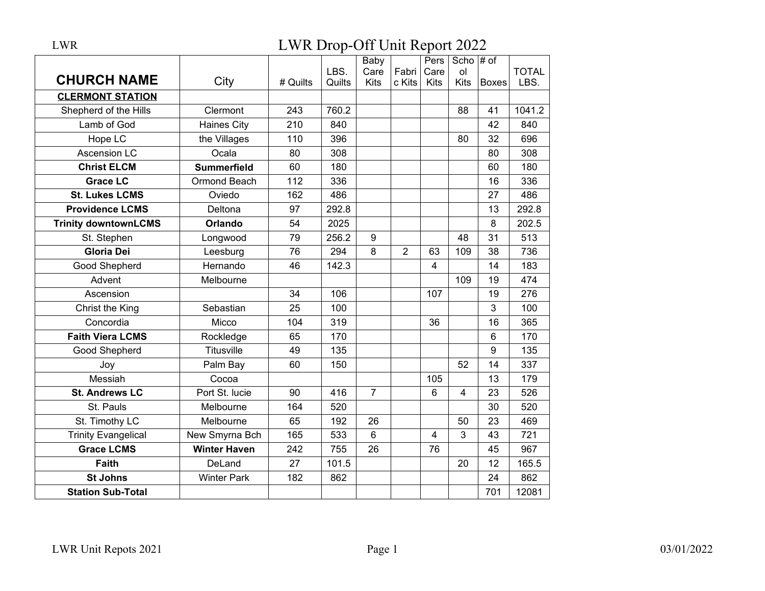# LWR Drop-Off Unit Report 2022

| CHURCH NAME | City | # Quilts | LBS. Quilts | Baby Care Kits | Fabric Kits | Pers Care Kits | School Kits | # of Boxes | TOTAL LBS. |
|---|---|---|---|---|---|---|---|---|---|
| **CLERMONT STATION** | | | | | | | | | |
| Shepherd of the Hills | Clermont | 243 | 760.2 | | | | 88 | 41 | 1041.2 |
| Lamb of God | Haines City | 210 | 840 | | | | | 42 | 840 |
| Hope LC | the Villages | 110 | 396 | | | | 80 | 32 | 696 |
| Ascension LC | Ocala | 80 | 308 | | | | | 80 | 308 |
| **Christ ELCM** | **Summerfield** | 60 | 180 | | | | | 60 | 180 |
| **Grace LC** | Ormond Beach | 112 | 336 | | | | | 16 | 336 |
| **St. Lukes LCMS** | Oviedo | 162 | 486 | | | | | 27 | 486 |
| **Providence LCMS** | Deltona | 97 | 292.8 | | | | | 13 | 292.8 |
| **Trinity downtownLCMS** | **Orlando** | 54 | 2025 | | | | | 8 | 202.5 |
| St. Stephen | Longwood | 79 | 256.2 | 9 | | | 48 | 31 | 513 |
| **Gloria Dei** | Leesburg | 76 | 294 | 8 | 2 | 63 | 109 | 38 | 736 |
| Good Shepherd | Hernando | 46 | 142.3 | | | 4 | | 14 | 183 |
| Advent | Melbourne | | | | | | 109 | 19 | 474 |
| Ascension | | 34 | 106 | | | 107 | | 19 | 276 |
| Christ the King | Sebastian | 25 | 100 | | | | | 3 | 100 |
| Concordia | Micco | 104 | 319 | | | 36 | | 16 | 365 |
| **Faith Viera LCMS** | Rockledge | 65 | 170 | | | | | 6 | 170 |
| Good Shepherd | Titusville | 49 | 135 | | | | | 9 | 135 |
| Joy | Palm Bay | 60 | 150 | | | | 52 | 14 | 337 |
| Messiah | Cocoa | | | | | 105 | | 13 | 179 |
| **St. Andrews LC** | Port St. lucie | 90 | 416 | 7 | | 6 | 4 | 23 | 526 |
| St. Pauls | Melbourne | 164 | 520 | | | | | 30 | 520 |
| St. Timothy LC | Melbourne | 65 | 192 | 26 | | | 50 | 23 | 469 |
| Trinity Evangelical | New Smyrna Bch | 165 | 533 | 6 | | 4 | 3 | 43 | 721 |
| **Grace LCMS** | **Winter Haven** | 242 | 755 | 26 | | 76 | | 45 | 967 |
| **Faith** | DeLand | 27 | 101.5 | | | | 20 | 12 | 165.5 |
| **St Johns** | Winter Park | 182 | 862 | | | | | 24 | 862 |
| **Station Sub-Total** | | | | | | | | 701 | 12081 |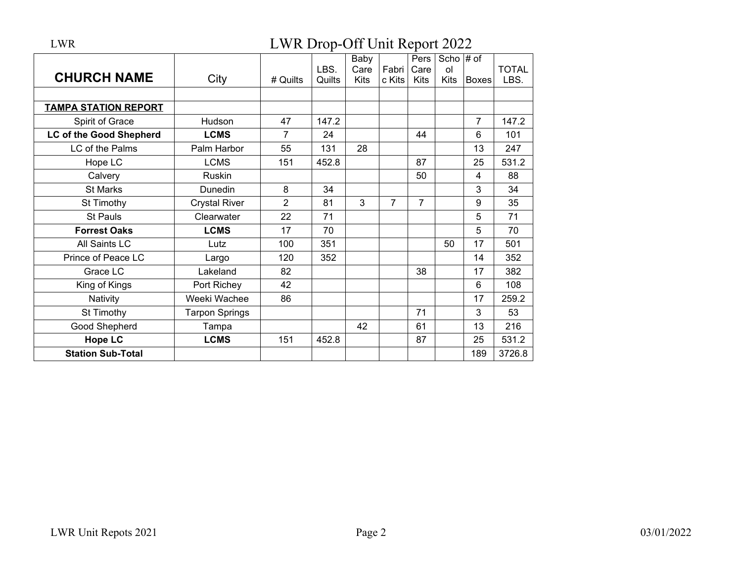LWR

# LWR Drop-Off Unit Report 2022

| **CHURCH NAME** | City | # Quilts | LBS. Quilts | Baby Care Kits | Fabric Kits | Pers Care Kits | School Kits | # of Boxes | TOTAL LBS. |
|---|---|---|---|---|---|---|---|---|---|
| | | | | | | | | | |
| **TAMPA STATION REPORT** | | | | | | | | | |
| Spirit of Grace | Hudson | 47 | 147.2 | | | | | 7 | 147.2 |
| **LC of the Good Shepherd** | **LCMS** | 7 | 24 | | | 44 | | 6 | 101 |
| LC of the Palms | Palm Harbor | 55 | 131 | 28 | | | | 13 | 247 |
| Hope LC | LCMS | 151 | 452.8 | | | 87 | | 25 | 531.2 |
| Calvery | Ruskin | | | | | 50 | | 4 | 88 |
| St Marks | Dunedin | 8 | 34 | | | | | 3 | 34 |
| St Timothy | Crystal River | 2 | 81 | 3 | 7 | 7 | | 9 | 35 |
| St Pauls | Clearwater | 22 | 71 | | | | | 5 | 71 |
| **Forrest Oaks** | **LCMS** | 17 | 70 | | | | | 5 | 70 |
| All Saints LC | Lutz | 100 | 351 | | | | 50 | 17 | 501 |
| Prince of Peace LC | Largo | 120 | 352 | | | | | 14 | 352 |
| Grace LC | Lakeland | 82 | | | | 38 | | 17 | 382 |
| King of Kings | Port Richey | 42 | | | | | | 6 | 108 |
| Nativity | Weeki Wachee | 86 | | | | | | 17 | 259.2 |
| St Timothy | Tarpon Springs | | | | | 71 | | 3 | 53 |
| Good Shepherd | Tampa | | | 42 | | 61 | | 13 | 216 |
| **Hope LC** | **LCMS** | 151 | 452.8 | | | 87 | | 25 | 531.2 |
| **Station Sub-Total** | | | | | | | | 189 | 3726.8 |

LWR Unit Repots 2021

03/01/2022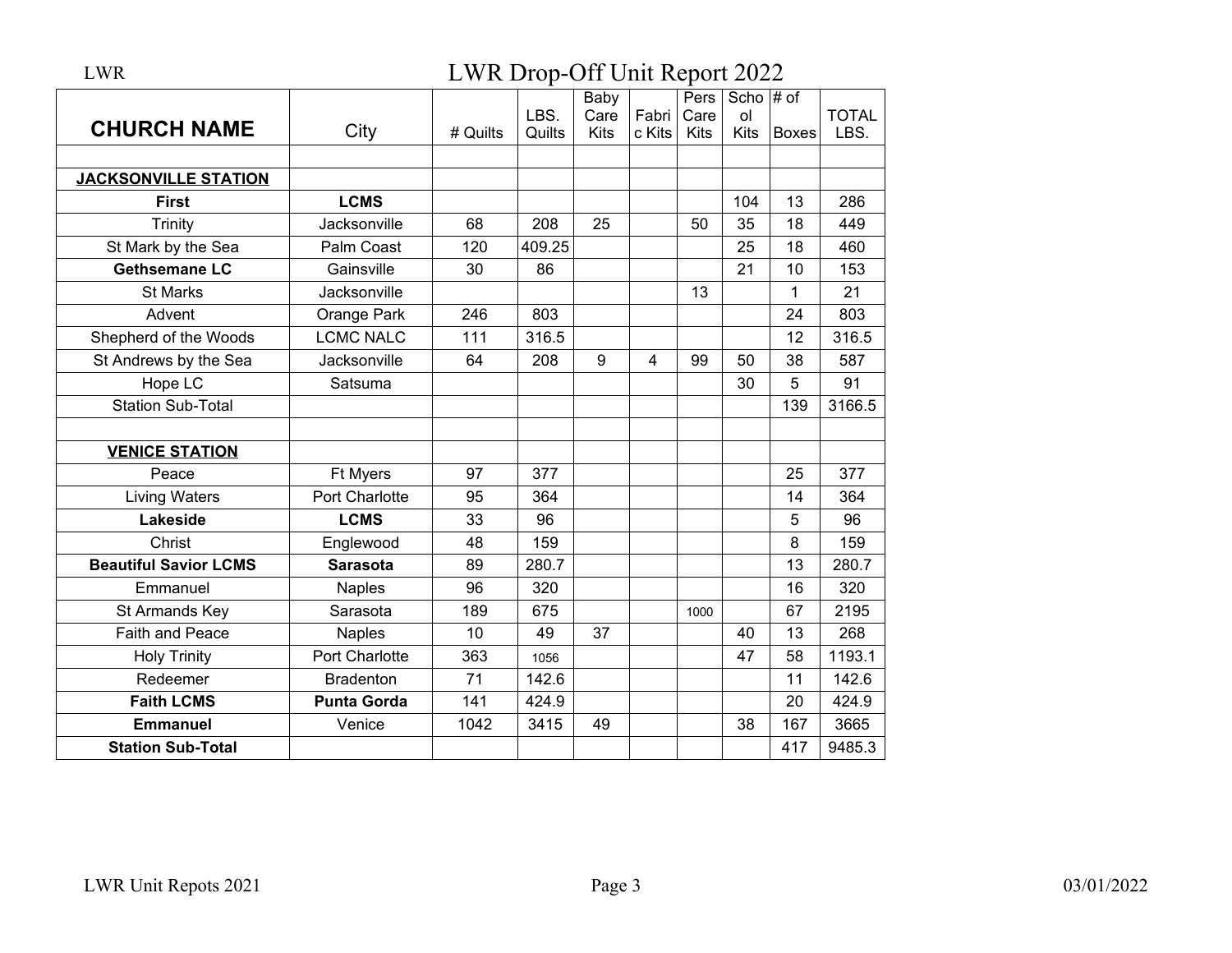LWR

# LWR Drop-Off Unit Report 2022

| CHURCH NAME | City | # Quilts | LBS. Quilts | Baby Care Kits | Fabric Kits | Pers Care Kits | School Kits | # of Boxes | TOTAL LBS. |
|---|---|---|---|---|---|---|---|---|---|
| | | | | | | | | | |
| **JACKSONVILLE STATION** | | | | | | | | | |
| **First** | **LCMS** | | | | | | 104 | 13 | 286 |
| Trinity | Jacksonville | 68 | 208 | 25 | | 50 | 35 | 18 | 449 |
| St Mark by the Sea | Palm Coast | 120 | 409.25 | | | | 25 | 18 | 460 |
| **Gethsemane LC** | Gainsville | 30 | 86 | | | | 21 | 10 | 153 |
| St Marks | Jacksonville | | | | | 13 | | 1 | 21 |
| Advent | Orange Park | 246 | 803 | | | | | 24 | 803 |
| Shepherd of the Woods | LCMC NALC | 111 | 316.5 | | | | | 12 | 316.5 |
| St Andrews by the Sea | Jacksonville | 64 | 208 | 9 | 4 | 99 | 50 | 38 | 587 |
| Hope LC | Satsuma | | | | | | 30 | 5 | 91 |
| Station Sub-Total | | | | | | | | 139 | 3166.5 |
| | | | | | | | | | |
| **VENICE STATION** | | | | | | | | | |
| Peace | Ft Myers | 97 | 377 | | | | | 25 | 377 |
| Living Waters | Port Charlotte | 95 | 364 | | | | | 14 | 364 |
| **Lakeside** | **LCMS** | 33 | 96 | | | | | 5 | 96 |
| Christ | Englewood | 48 | 159 | | | | | 8 | 159 |
| **Beautiful Savior LCMS** | **Sarasota** | 89 | 280.7 | | | | | 13 | 280.7 |
| Emmanuel | Naples | 96 | 320 | | | | | 16 | 320 |
| St Armands Key | Sarasota | 189 | 675 | | | 1000 | | 67 | 2195 |
| Faith and Peace | Naples | 10 | 49 | 37 | | | 40 | 13 | 268 |
| Holy Trinity | Port Charlotte | 363 | 1056 | | | | 47 | 58 | 1193.1 |
| Redeemer | Bradenton | 71 | 142.6 | | | | | 11 | 142.6 |
| **Faith LCMS** | **Punta Gorda** | 141 | 424.9 | | | | | 20 | 424.9 |
| **Emmanuel** | Venice | 1042 | 3415 | 49 | | | 38 | 167 | 3665 |
| **Station Sub-Total** | | | | | | | | 417 | 9485.3 |

LWR Unit Repots 2021 03/01/2022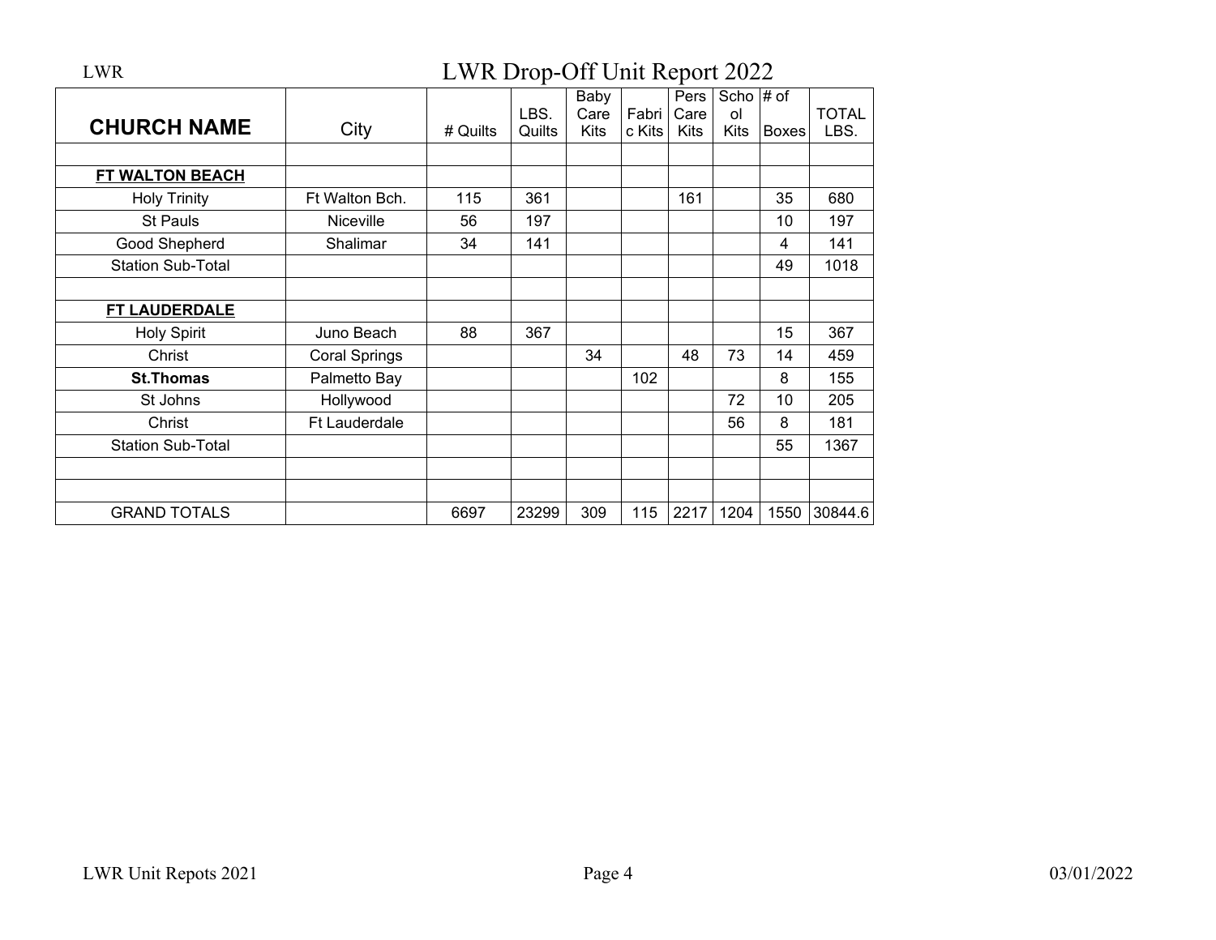# LWR Drop-Off Unit Report 2022

| CHURCH NAME | City | # Quilts | LBS. Quilts | Baby Care Kits | Fabric Kits | Pers Care Kits | School Kits | # of Boxes | TOTAL LBS. |
|---|---|---|---|---|---|---|---|---|---|
| | | | | | | | | | |
| **FT WALTON BEACH** | | | | | | | | | |
| Holy Trinity | Ft Walton Bch. | 115 | 361 | | | 161 | | 35 | 680 |
| St Pauls | Niceville | 56 | 197 | | | | | 10 | 197 |
| Good Shepherd | Shalimar | 34 | 141 | | | | | 4 | 141 |
| Station Sub-Total | | | | | | | | 49 | 1018 |
| | | | | | | | | | |
| **FT LAUDERDALE** | | | | | | | | | |
| Holy Spirit | Juno Beach | 88 | 367 | | | | | 15 | 367 |
| Christ | Coral Springs | | | 34 | | 48 | 73 | 14 | 459 |
| **St.Thomas** | Palmetto Bay | | | | 102 | | | 8 | 155 |
| St Johns | Hollywood | | | | | | 72 | 10 | 205 |
| Christ | Ft Lauderdale | | | | | | 56 | 8 | 181 |
| Station Sub-Total | | | | | | | | 55 | 1367 |
| | | | | | | | | | |
| | | | | | | | | | |
| GRAND TOTALS | | 6697 | 23299 | 309 | 115 | 2217 | 1204 | 1550 | 30844.6 |